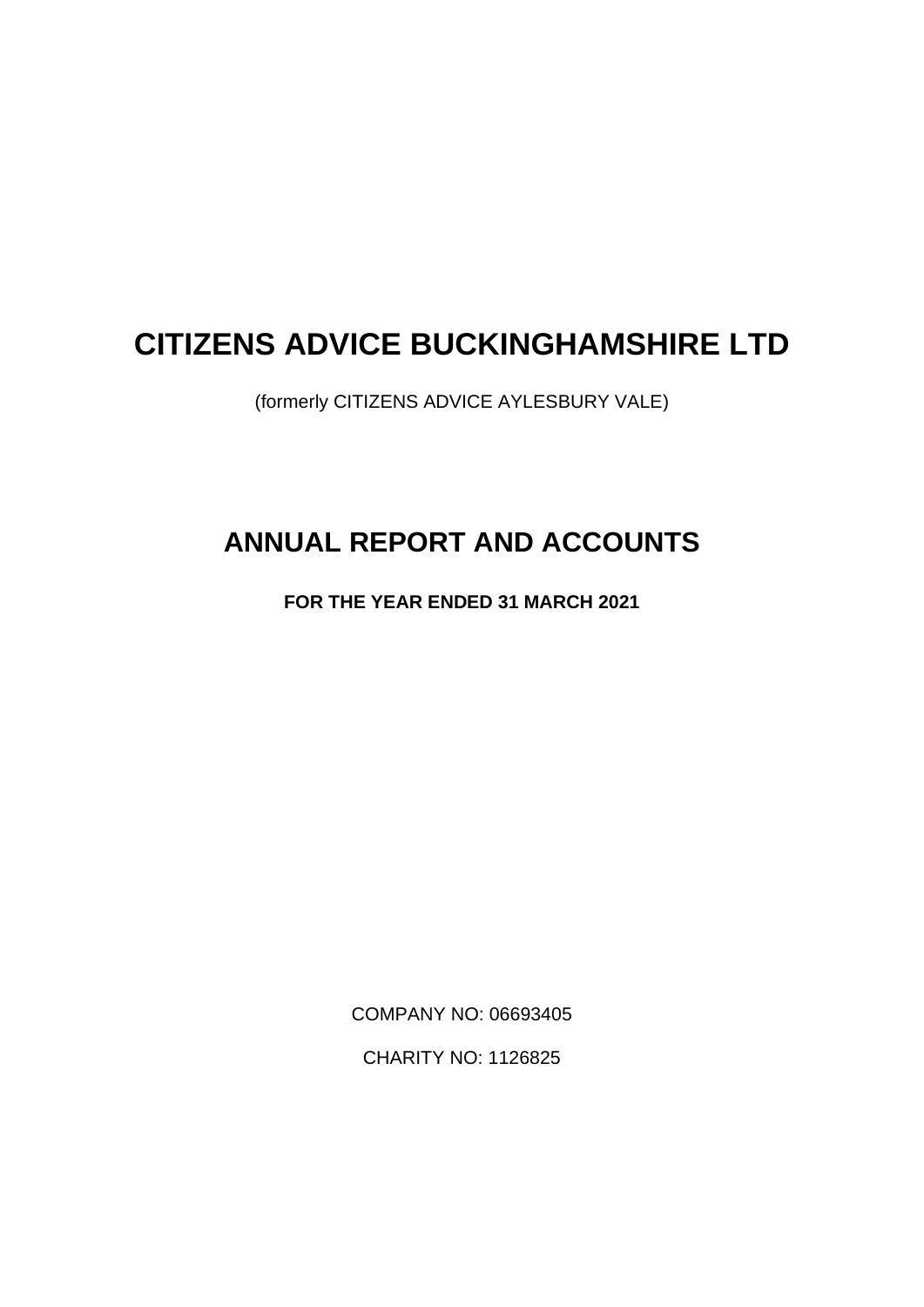# CITIZENS ADVICE BUCKINGHAMSHIRE LTD

(formerly CITIZENS ADVICE AYLESBURY VALE)

# ANNUAL REPORT AND ACCOUNTS

**FOR THE YEAR ENDED 31 MARCH 2021**

COMPANY NO: 06693405

CHARITY NO: 1126825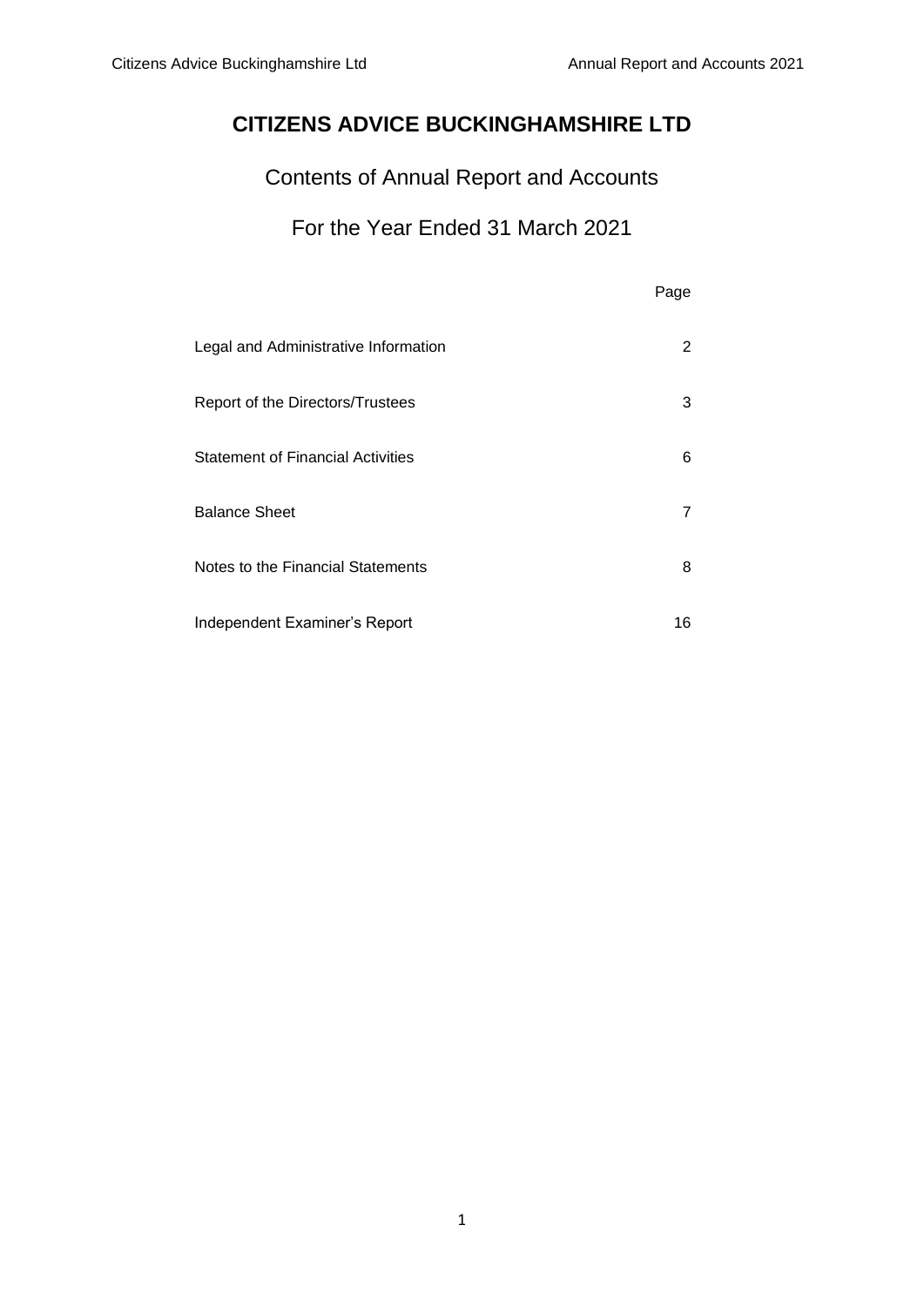# CITIZENS ADVICE BUCKINGHAMSHIRE LTD

## Contents of Annual Report and Accounts

## For the Year Ended 31 March 2021

| | Page |
|---|---|
| Legal and Administrative Information | 2 |
| Report of the Directors/Trustees | 3 |
| Statement of Financial Activities | 6 |
| Balance Sheet | 7 |
| Notes to the Financial Statements | 8 |
| Independent Examiner's Report | 16 |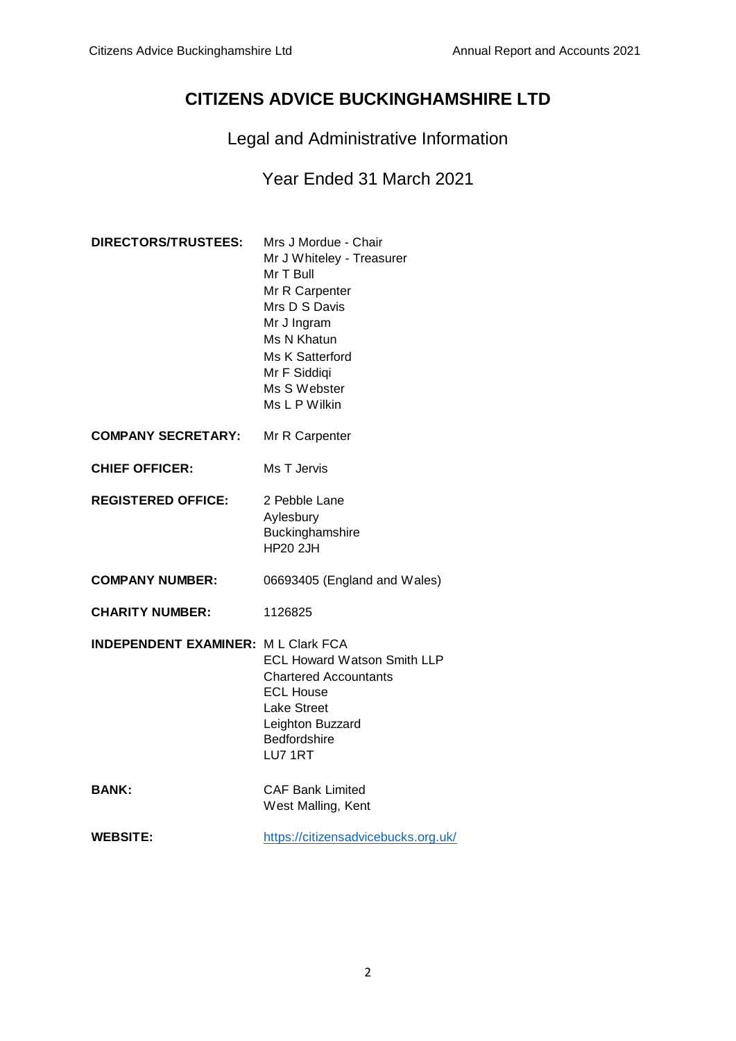# CITIZENS ADVICE BUCKINGHAMSHIRE LTD

## Legal and Administrative Information

## Year Ended 31 March 2021

**DIRECTORS/TRUSTEES:**
Mrs J Mordue - Chair
Mr J Whiteley - Treasurer
Mr T Bull
Mr R Carpenter
Mrs D S Davis
Mr J Ingram
Ms N Khatun
Ms K Satterford
Mr F Siddiqi
Ms S Webster
Ms L P Wilkin

**COMPANY SECRETARY:** Mr R Carpenter

**CHIEF OFFICER:** Ms T Jervis

**REGISTERED OFFICE:**
2 Pebble Lane
Aylesbury
Buckinghamshire
HP20 2JH

**COMPANY NUMBER:** 06693405 (England and Wales)

**CHARITY NUMBER:** 1126825

**INDEPENDENT EXAMINER:**
M L Clark FCA
ECL Howard Watson Smith LLP
Chartered Accountants
ECL House
Lake Street
Leighton Buzzard
Bedfordshire
LU7 1RT

**BANK:**
CAF Bank Limited
West Malling, Kent

**WEBSITE:** [https://citizensadvicebucks.org.uk/](https://citizensadvicebucks.org.uk/)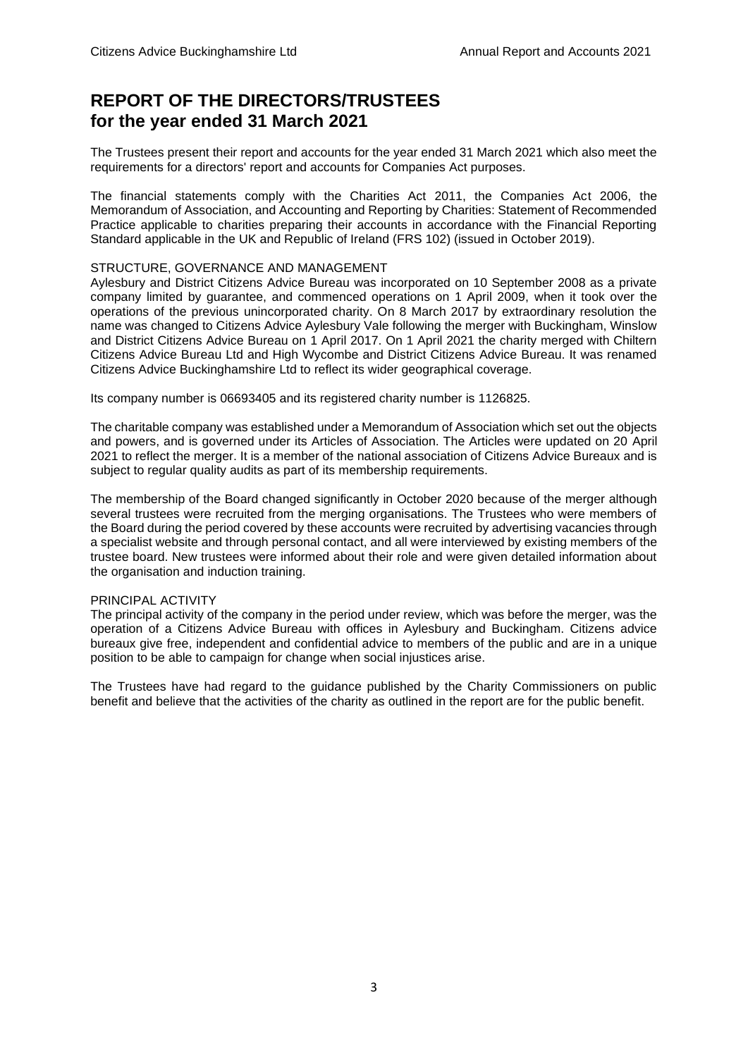# REPORT OF THE DIRECTORS/TRUSTEES
# for the year ended 31 March 2021

The Trustees present their report and accounts for the year ended 31 March 2021 which also meet the requirements for a directors' report and accounts for Companies Act purposes.

The financial statements comply with the Charities Act 2011, the Companies Act 2006, the Memorandum of Association, and Accounting and Reporting by Charities: Statement of Recommended Practice applicable to charities preparing their accounts in accordance with the Financial Reporting Standard applicable in the UK and Republic of Ireland (FRS 102) (issued in October 2019).

## STRUCTURE, GOVERNANCE AND MANAGEMENT

Aylesbury and District Citizens Advice Bureau was incorporated on 10 September 2008 as a private company limited by guarantee, and commenced operations on 1 April 2009, when it took over the operations of the previous unincorporated charity. On 8 March 2017 by extraordinary resolution the name was changed to Citizens Advice Aylesbury Vale following the merger with Buckingham, Winslow and District Citizens Advice Bureau on 1 April 2017. On 1 April 2021 the charity merged with Chiltern Citizens Advice Bureau Ltd and High Wycombe and District Citizens Advice Bureau. It was renamed Citizens Advice Buckinghamshire Ltd to reflect its wider geographical coverage.

Its company number is 06693405 and its registered charity number is 1126825.

The charitable company was established under a Memorandum of Association which set out the objects and powers, and is governed under its Articles of Association. The Articles were updated on 20 April 2021 to reflect the merger. It is a member of the national association of Citizens Advice Bureaux and is subject to regular quality audits as part of its membership requirements.

The membership of the Board changed significantly in October 2020 because of the merger although several trustees were recruited from the merging organisations. The Trustees who were members of the Board during the period covered by these accounts were recruited by advertising vacancies through a specialist website and through personal contact, and all were interviewed by existing members of the trustee board. New trustees were informed about their role and were given detailed information about the organisation and induction training.

## PRINCIPAL ACTIVITY

The principal activity of the company in the period under review, which was before the merger, was the operation of a Citizens Advice Bureau with offices in Aylesbury and Buckingham. Citizens advice bureaux give free, independent and confidential advice to members of the public and are in a unique position to be able to campaign for change when social injustices arise.

The Trustees have had regard to the guidance published by the Charity Commissioners on public benefit and believe that the activities of the charity as outlined in the report are for the public benefit.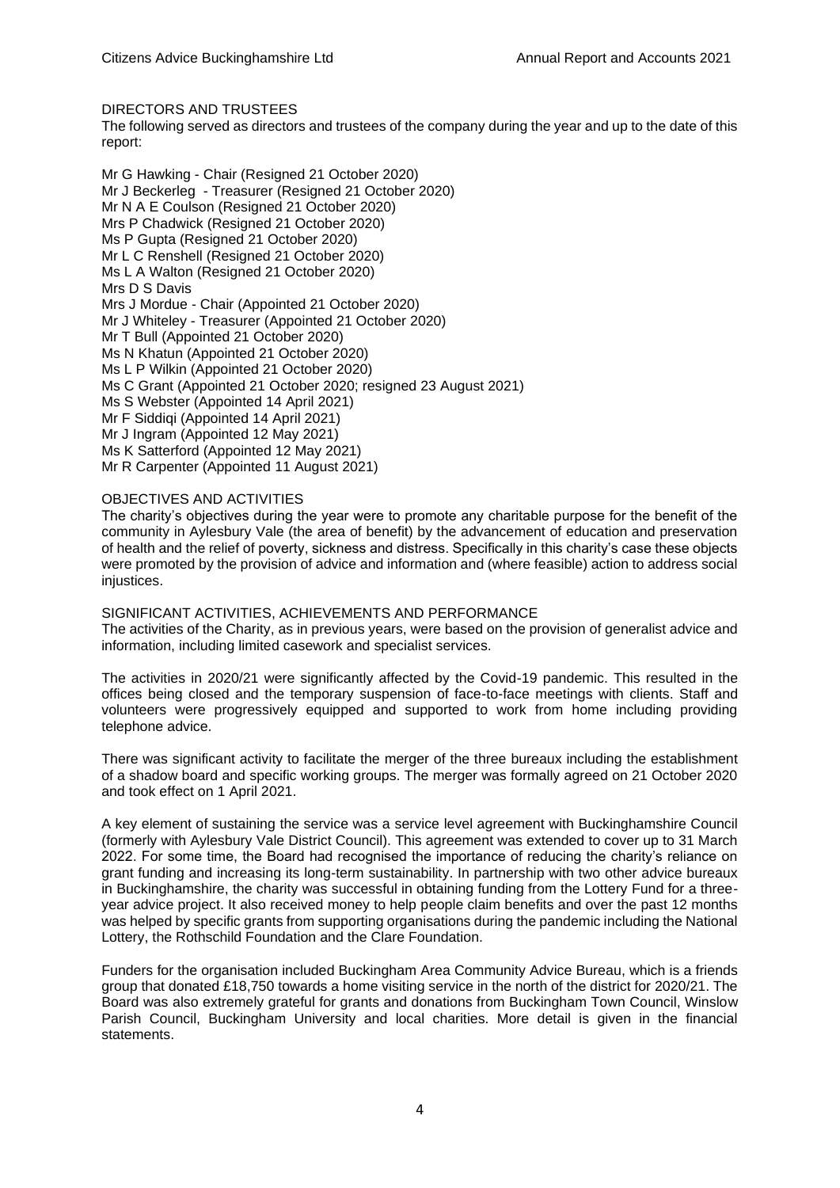## DIRECTORS AND TRUSTEES

The following served as directors and trustees of the company during the year and up to the date of this report:

Mr G Hawking - Chair (Resigned 21 October 2020)
Mr J Beckerleg - Treasurer (Resigned 21 October 2020)
Mr N A E Coulson (Resigned 21 October 2020)
Mrs P Chadwick (Resigned 21 October 2020)
Ms P Gupta (Resigned 21 October 2020)
Mr L C Renshell (Resigned 21 October 2020)
Ms L A Walton (Resigned 21 October 2020)
Mrs D S Davis
Mrs J Mordue - Chair (Appointed 21 October 2020)
Mr J Whiteley - Treasurer (Appointed 21 October 2020)
Mr T Bull (Appointed 21 October 2020)
Ms N Khatun (Appointed 21 October 2020)
Ms L P Wilkin (Appointed 21 October 2020)
Ms C Grant (Appointed 21 October 2020; resigned 23 August 2021)
Ms S Webster (Appointed 14 April 2021)
Mr F Siddiqi (Appointed 14 April 2021)
Mr J Ingram (Appointed 12 May 2021)
Ms K Satterford (Appointed 12 May 2021)
Mr R Carpenter (Appointed 11 August 2021)

## OBJECTIVES AND ACTIVITIES

The charity's objectives during the year were to promote any charitable purpose for the benefit of the community in Aylesbury Vale (the area of benefit) by the advancement of education and preservation of health and the relief of poverty, sickness and distress. Specifically in this charity's case these objects were promoted by the provision of advice and information and (where feasible) action to address social injustices.

## SIGNIFICANT ACTIVITIES, ACHIEVEMENTS AND PERFORMANCE

The activities of the Charity, as in previous years, were based on the provision of generalist advice and information, including limited casework and specialist services.

The activities in 2020/21 were significantly affected by the Covid-19 pandemic. This resulted in the offices being closed and the temporary suspension of face-to-face meetings with clients. Staff and volunteers were progressively equipped and supported to work from home including providing telephone advice.

There was significant activity to facilitate the merger of the three bureaux including the establishment of a shadow board and specific working groups. The merger was formally agreed on 21 October 2020 and took effect on 1 April 2021.

A key element of sustaining the service was a service level agreement with Buckinghamshire Council (formerly with Aylesbury Vale District Council). This agreement was extended to cover up to 31 March 2022. For some time, the Board had recognised the importance of reducing the charity's reliance on grant funding and increasing its long-term sustainability. In partnership with two other advice bureaux in Buckinghamshire, the charity was successful in obtaining funding from the Lottery Fund for a three-year advice project. It also received money to help people claim benefits and over the past 12 months was helped by specific grants from supporting organisations during the pandemic including the National Lottery, the Rothschild Foundation and the Clare Foundation.

Funders for the organisation included Buckingham Area Community Advice Bureau, which is a friends group that donated £18,750 towards a home visiting service in the north of the district for 2020/21. The Board was also extremely grateful for grants and donations from Buckingham Town Council, Winslow Parish Council, Buckingham University and local charities. More detail is given in the financial statements.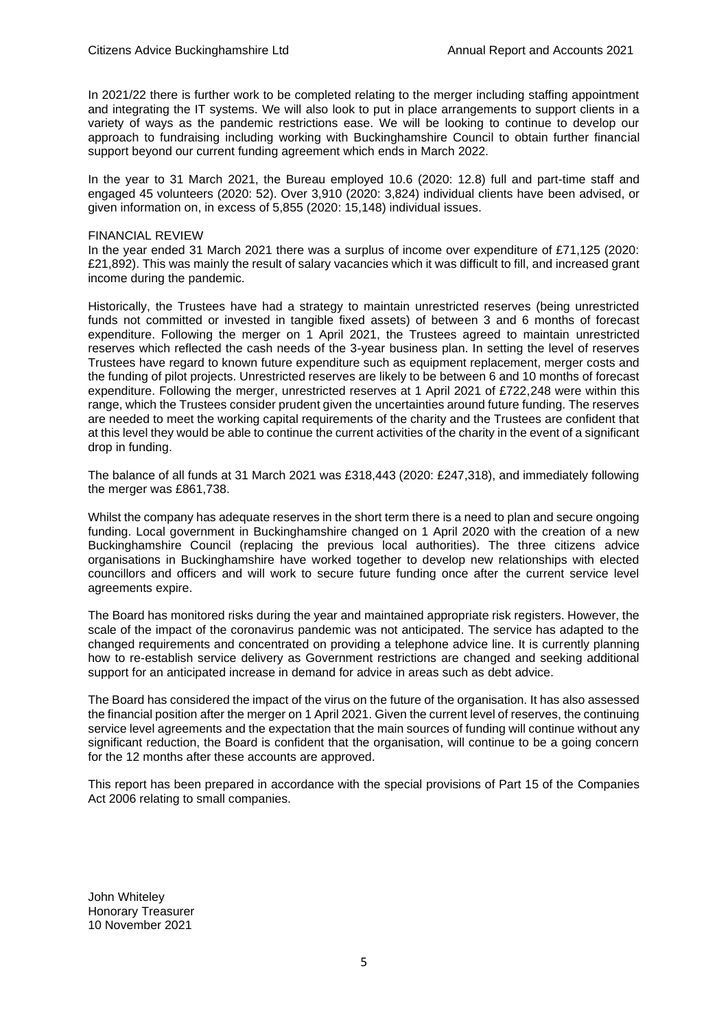In 2021/22 there is further work to be completed relating to the merger including staffing appointment and integrating the IT systems. We will also look to put in place arrangements to support clients in a variety of ways as the pandemic restrictions ease. We will be looking to continue to develop our approach to fundraising including working with Buckinghamshire Council to obtain further financial support beyond our current funding agreement which ends in March 2022.

In the year to 31 March 2021, the Bureau employed 10.6 (2020: 12.8) full and part-time staff and engaged 45 volunteers (2020: 52). Over 3,910 (2020: 3,824) individual clients have been advised, or given information on, in excess of 5,855 (2020: 15,148) individual issues.

FINANCIAL REVIEW

In the year ended 31 March 2021 there was a surplus of income over expenditure of £71,125 (2020: £21,892). This was mainly the result of salary vacancies which it was difficult to fill, and increased grant income during the pandemic.

Historically, the Trustees have had a strategy to maintain unrestricted reserves (being unrestricted funds not committed or invested in tangible fixed assets) of between 3 and 6 months of forecast expenditure. Following the merger on 1 April 2021, the Trustees agreed to maintain unrestricted reserves which reflected the cash needs of the 3-year business plan. In setting the level of reserves Trustees have regard to known future expenditure such as equipment replacement, merger costs and the funding of pilot projects. Unrestricted reserves are likely to be between 6 and 10 months of forecast expenditure. Following the merger, unrestricted reserves at 1 April 2021 of £722,248 were within this range, which the Trustees consider prudent given the uncertainties around future funding. The reserves are needed to meet the working capital requirements of the charity and the Trustees are confident that at this level they would be able to continue the current activities of the charity in the event of a significant drop in funding.

The balance of all funds at 31 March 2021 was £318,443 (2020: £247,318), and immediately following the merger was £861,738.

Whilst the company has adequate reserves in the short term there is a need to plan and secure ongoing funding. Local government in Buckinghamshire changed on 1 April 2020 with the creation of a new Buckinghamshire Council (replacing the previous local authorities). The three citizens advice organisations in Buckinghamshire have worked together to develop new relationships with elected councillors and officers and will work to secure future funding once after the current service level agreements expire.

The Board has monitored risks during the year and maintained appropriate risk registers. However, the scale of the impact of the coronavirus pandemic was not anticipated. The service has adapted to the changed requirements and concentrated on providing a telephone advice line. It is currently planning how to re-establish service delivery as Government restrictions are changed and seeking additional support for an anticipated increase in demand for advice in areas such as debt advice.

The Board has considered the impact of the virus on the future of the organisation. It has also assessed the financial position after the merger on 1 April 2021. Given the current level of reserves, the continuing service level agreements and the expectation that the main sources of funding will continue without any significant reduction, the Board is confident that the organisation, will continue to be a going concern for the 12 months after these accounts are approved.

This report has been prepared in accordance with the special provisions of Part 15 of the Companies Act 2006 relating to small companies.

John Whiteley
Honorary Treasurer
10 November 2021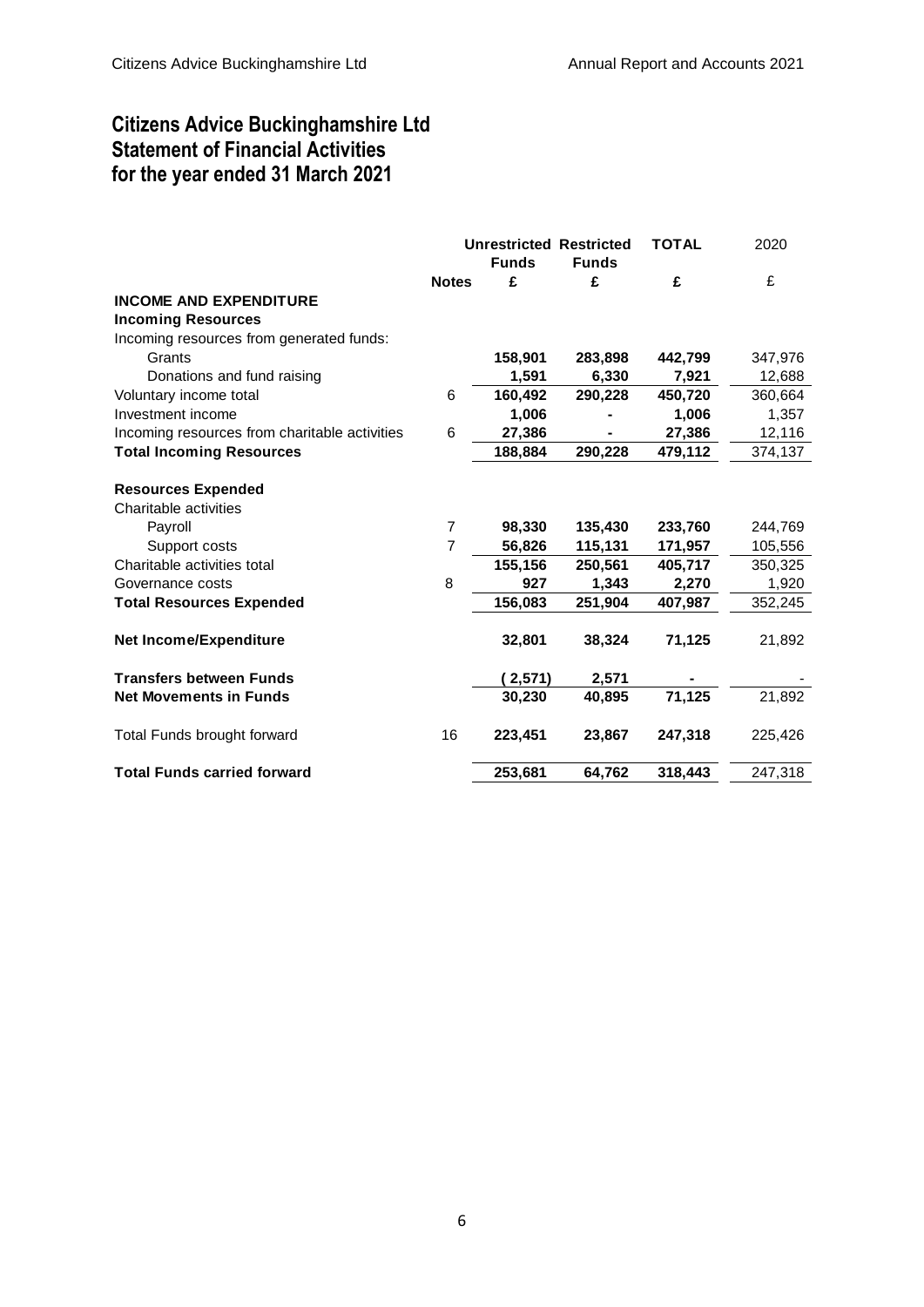# Citizens Advice Buckinghamshire Ltd
# Statement of Financial Activities
# for the year ended 31 March 2021

| | Notes | Unrestricted Funds £ | Restricted Funds £ | TOTAL £ | 2020 £ |
|---|---|---|---|---|---|
| **INCOME AND EXPENDITURE** | | | | | |
| **Incoming Resources** | | | | | |
| Incoming resources from generated funds: | | | | | |
| Grants | | **158,901** | **283,898** | **442,799** | 347,976 |
| Donations and fund raising | | **1,591** | **6,330** | **7,921** | 12,688 |
| Voluntary income total | 6 | **160,492** | **290,228** | **450,720** | 360,664 |
| Investment income | | **1,006** | **-** | **1,006** | 1,357 |
| Incoming resources from charitable activities | 6 | **27,386** | **-** | **27,386** | 12,116 |
| **Total Incoming Resources** | | **188,884** | **290,228** | **479,112** | 374,137 |
| | | | | | |
| **Resources Expended** | | | | | |
| Charitable activities | | | | | |
| Payroll | 7 | **98,330** | **135,430** | **233,760** | 244,769 |
| Support costs | 7 | **56,826** | **115,131** | **171,957** | 105,556 |
| Charitable activities total | | **155,156** | **250,561** | **405,717** | 350,325 |
| Governance costs | 8 | **927** | **1,343** | **2,270** | 1,920 |
| **Total Resources Expended** | | **156,083** | **251,904** | **407,987** | 352,245 |
| | | | | | |
| **Net Income/Expenditure** | | **32,801** | **38,324** | **71,125** | 21,892 |
| | | | | | |
| **Transfers between Funds** | | **( 2,571)** | **2,571** | **-** | - |
| **Net Movements in Funds** | | **30,230** | **40,895** | **71,125** | 21,892 |
| | | | | | |
| Total Funds brought forward | 16 | **223,451** | **23,867** | **247,318** | 225,426 |
| | | | | | |
| **Total Funds carried forward** | | **253,681** | **64,762** | **318,443** | 247,318 |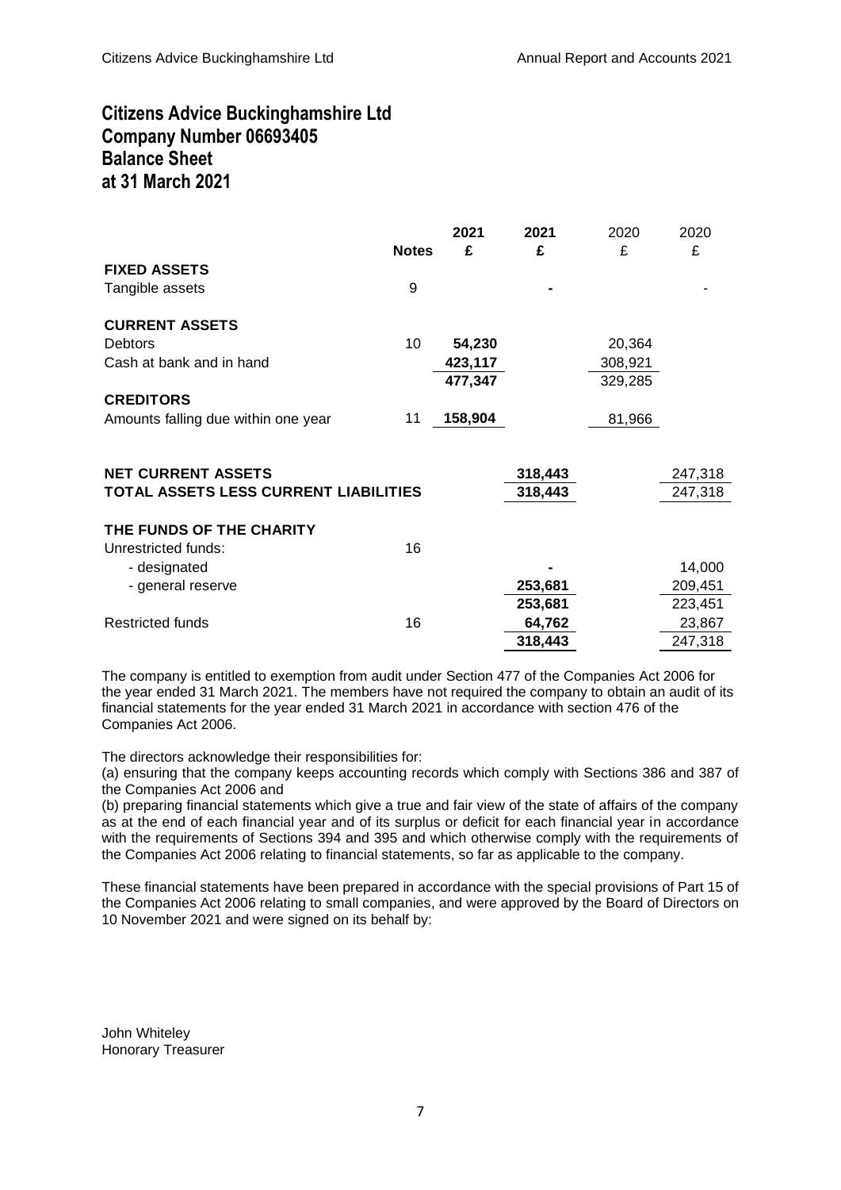# Citizens Advice Buckinghamshire Ltd
# Company Number 06693405
# Balance Sheet
# at 31 March 2021

| | Notes | 2021 £ | 2021 £ | 2020 £ | 2020 £ |
|---|---|---|---|---|---|
| **FIXED ASSETS** | | | | | |
| Tangible assets | 9 | | - | | - |
| **CURRENT ASSETS** | | | | | |
| Debtors | 10 | 54,230 | | 20,364 | |
| Cash at bank and in hand | | 423,117 | | 308,921 | |
| | | 477,347 | | 329,285 | |
| **CREDITORS** | | | | | |
| Amounts falling due within one year | 11 | 158,904 | | 81,966 | |
| **NET CURRENT ASSETS** | | | 318,443 | | 247,318 |
| **TOTAL ASSETS LESS CURRENT LIABILITIES** | | | 318,443 | | 247,318 |
| **THE FUNDS OF THE CHARITY** | | | | | |
| Unrestricted funds: | 16 | | | | |
| - designated | | | - | | 14,000 |
| - general reserve | | | 253,681 | | 209,451 |
| | | | 253,681 | | 223,451 |
| Restricted funds | 16 | | 64,762 | | 23,867 |
| | | | 318,443 | | 247,318 |

The company is entitled to exemption from audit under Section 477 of the Companies Act 2006 for the year ended 31 March 2021. The members have not required the company to obtain an audit of its financial statements for the year ended 31 March 2021 in accordance with section 476 of the Companies Act 2006.

The directors acknowledge their responsibilities for:
(a) ensuring that the company keeps accounting records which comply with Sections 386 and 387 of the Companies Act 2006 and
(b) preparing financial statements which give a true and fair view of the state of affairs of the company as at the end of each financial year and of its surplus or deficit for each financial year in accordance with the requirements of Sections 394 and 395 and which otherwise comply with the requirements of the Companies Act 2006 relating to financial statements, so far as applicable to the company.

These financial statements have been prepared in accordance with the special provisions of Part 15 of the Companies Act 2006 relating to small companies, and were approved by the Board of Directors on 10 November 2021 and were signed on its behalf by:

John Whiteley
Honorary Treasurer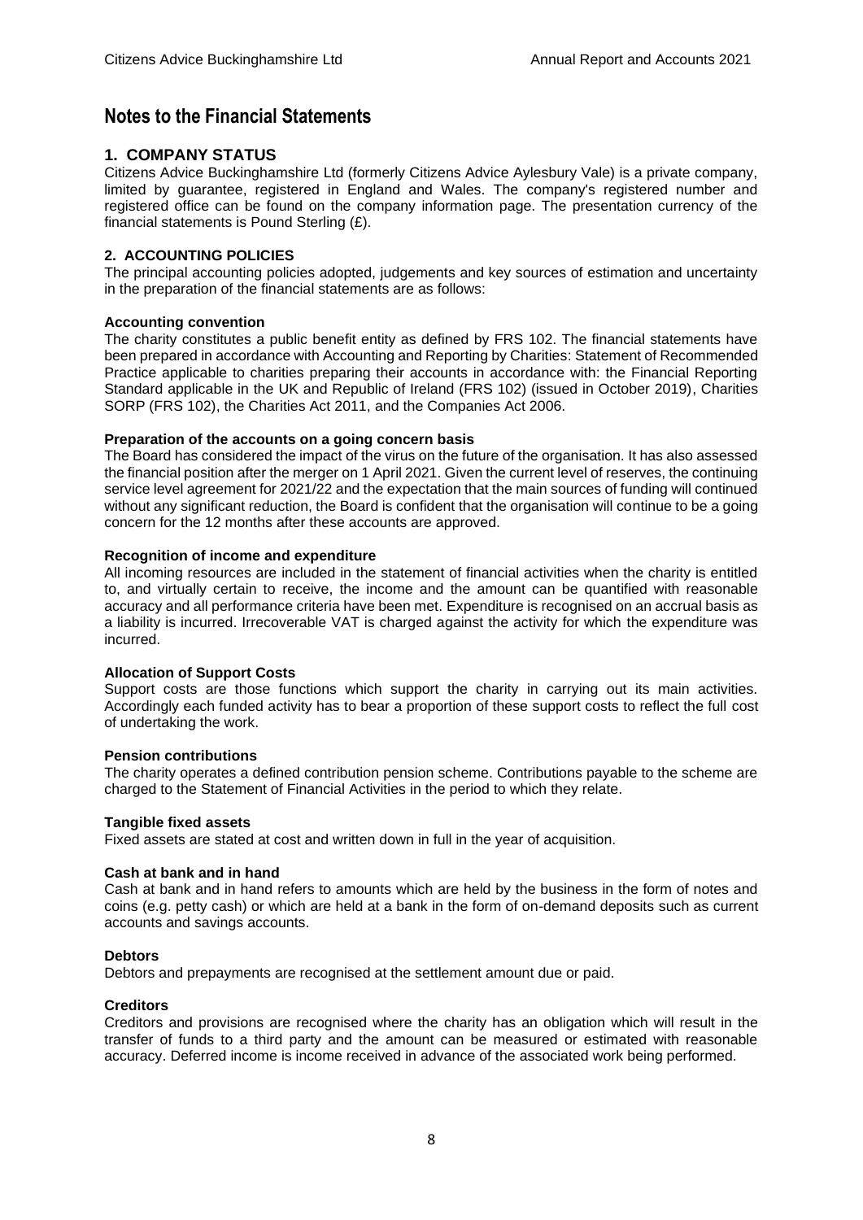# Notes to the Financial Statements

## 1. COMPANY STATUS

Citizens Advice Buckinghamshire Ltd (formerly Citizens Advice Aylesbury Vale) is a private company, limited by guarantee, registered in England and Wales. The company's registered number and registered office can be found on the company information page. The presentation currency of the financial statements is Pound Sterling (£).

## 2. ACCOUNTING POLICIES

The principal accounting policies adopted, judgements and key sources of estimation and uncertainty in the preparation of the financial statements are as follows:

**Accounting convention**

The charity constitutes a public benefit entity as defined by FRS 102. The financial statements have been prepared in accordance with Accounting and Reporting by Charities: Statement of Recommended Practice applicable to charities preparing their accounts in accordance with: the Financial Reporting Standard applicable in the UK and Republic of Ireland (FRS 102) (issued in October 2019), Charities SORP (FRS 102), the Charities Act 2011, and the Companies Act 2006.

**Preparation of the accounts on a going concern basis**

The Board has considered the impact of the virus on the future of the organisation. It has also assessed the financial position after the merger on 1 April 2021. Given the current level of reserves, the continuing service level agreement for 2021/22 and the expectation that the main sources of funding will continued without any significant reduction, the Board is confident that the organisation will continue to be a going concern for the 12 months after these accounts are approved.

**Recognition of income and expenditure**

All incoming resources are included in the statement of financial activities when the charity is entitled to, and virtually certain to receive, the income and the amount can be quantified with reasonable accuracy and all performance criteria have been met. Expenditure is recognised on an accrual basis as a liability is incurred. Irrecoverable VAT is charged against the activity for which the expenditure was incurred.

**Allocation of Support Costs**

Support costs are those functions which support the charity in carrying out its main activities. Accordingly each funded activity has to bear a proportion of these support costs to reflect the full cost of undertaking the work.

**Pension contributions**

The charity operates a defined contribution pension scheme. Contributions payable to the scheme are charged to the Statement of Financial Activities in the period to which they relate.

**Tangible fixed assets**

Fixed assets are stated at cost and written down in full in the year of acquisition.

**Cash at bank and in hand**

Cash at bank and in hand refers to amounts which are held by the business in the form of notes and coins (e.g. petty cash) or which are held at a bank in the form of on-demand deposits such as current accounts and savings accounts.

**Debtors**

Debtors and prepayments are recognised at the settlement amount due or paid.

**Creditors**

Creditors and provisions are recognised where the charity has an obligation which will result in the transfer of funds to a third party and the amount can be measured or estimated with reasonable accuracy. Deferred income is income received in advance of the associated work being performed.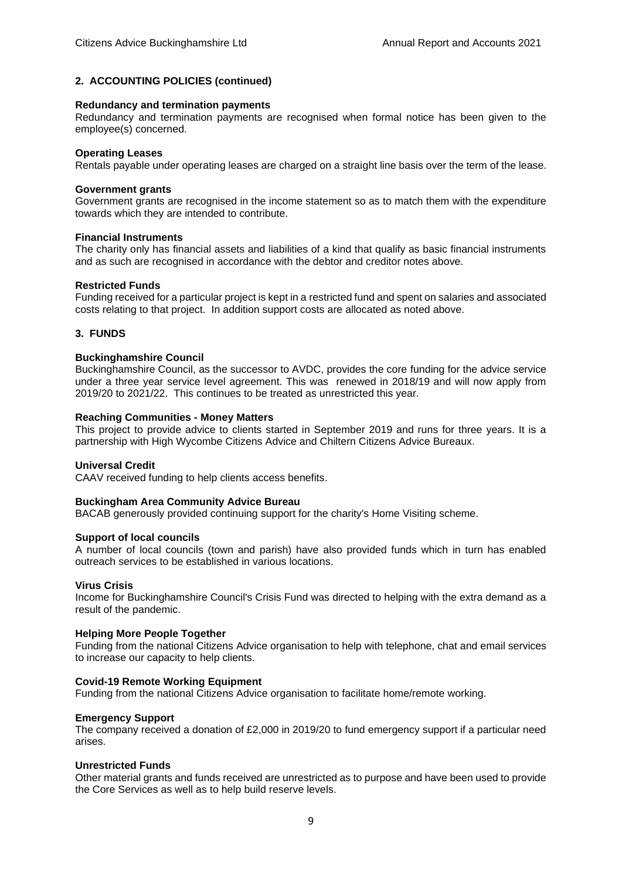## 2. ACCOUNTING POLICIES (continued)

**Redundancy and termination payments**

Redundancy and termination payments are recognised when formal notice has been given to the employee(s) concerned.

**Operating Leases**

Rentals payable under operating leases are charged on a straight line basis over the term of the lease.

**Government grants**

Government grants are recognised in the income statement so as to match them with the expenditure towards which they are intended to contribute.

**Financial Instruments**

The charity only has financial assets and liabilities of a kind that qualify as basic financial instruments and as such are recognised in accordance with the debtor and creditor notes above.

**Restricted Funds**

Funding received for a particular project is kept in a restricted fund and spent on salaries and associated costs relating to that project. In addition support costs are allocated as noted above.

## 3. FUNDS

**Buckinghamshire Council**

Buckinghamshire Council, as the successor to AVDC, provides the core funding for the advice service under a three year service level agreement. This was renewed in 2018/19 and will now apply from 2019/20 to 2021/22. This continues to be treated as unrestricted this year.

**Reaching Communities - Money Matters**

This project to provide advice to clients started in September 2019 and runs for three years. It is a partnership with High Wycombe Citizens Advice and Chiltern Citizens Advice Bureaux.

**Universal Credit**

CAAV received funding to help clients access benefits.

**Buckingham Area Community Advice Bureau**

BACAB generously provided continuing support for the charity's Home Visiting scheme.

**Support of local councils**

A number of local councils (town and parish) have also provided funds which in turn has enabled outreach services to be established in various locations.

**Virus Crisis**

Income for Buckinghamshire Council's Crisis Fund was directed to helping with the extra demand as a result of the pandemic.

**Helping More People Together**

Funding from the national Citizens Advice organisation to help with telephone, chat and email services to increase our capacity to help clients.

**Covid-19 Remote Working Equipment**

Funding from the national Citizens Advice organisation to facilitate home/remote working.

**Emergency Support**

The company received a donation of £2,000 in 2019/20 to fund emergency support if a particular need arises.

**Unrestricted Funds**

Other material grants and funds received are unrestricted as to purpose and have been used to provide the Core Services as well as to help build reserve levels.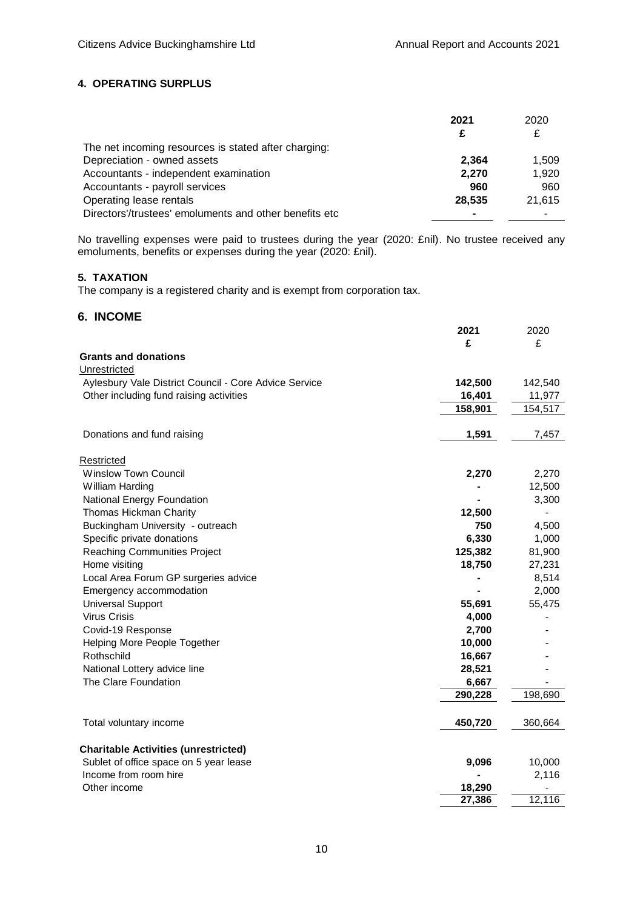## 4. OPERATING SURPLUS

| | 2021 | 2020 |
|---|---|---|
| | **£** | £ |
| The net incoming resources is stated after charging: | | |
| Depreciation - owned assets | **2,364** | 1,509 |
| Accountants - independent examination | **2,270** | 1,920 |
| Accountants - payroll services | **960** | 960 |
| Operating lease rentals | **28,535** | 21,615 |
| Directors'/trustees' emoluments and other benefits etc | **-** | - |

No travelling expenses were paid to trustees during the year (2020: £nil). No trustee received any emoluments, benefits or expenses during the year (2020: £nil).

## 5. TAXATION

The company is a registered charity and is exempt from corporation tax.

## 6. INCOME

| | 2021 | 2020 |
|---|---|---|
| | **£** | £ |
| **Grants and donations** | | |
| Unrestricted | | |
| Aylesbury Vale District Council - Core Advice Service | **142,500** | 142,540 |
| Other including fund raising activities | **16,401** | 11,977 |
| | **158,901** | 154,517 |
| Donations and fund raising | **1,591** | 7,457 |
| Restricted | | |
| Winslow Town Council | **2,270** | 2,270 |
| William Harding | **-** | 12,500 |
| National Energy Foundation | **-** | 3,300 |
| Thomas Hickman Charity | **12,500** | - |
| Buckingham University - outreach | **750** | 4,500 |
| Specific private donations | **6,330** | 1,000 |
| Reaching Communities Project | **125,382** | 81,900 |
| Home visiting | **18,750** | 27,231 |
| Local Area Forum GP surgeries advice | **-** | 8,514 |
| Emergency accommodation | **-** | 2,000 |
| Universal Support | **55,691** | 55,475 |
| Virus Crisis | **4,000** | - |
| Covid-19 Response | **2,700** | - |
| Helping More People Together | **10,000** | - |
| Rothschild | **16,667** | - |
| National Lottery advice line | **28,521** | - |
| The Clare Foundation | **6,667** | - |
| | **290,228** | 198,690 |
| Total voluntary income | **450,720** | 360,664 |
| **Charitable Activities (unrestricted)** | | |
| Sublet of office space on 5 year lease | **9,096** | 10,000 |
| Income from room hire | **-** | 2,116 |
| Other income | **18,290** | - |
| | **27,386** | 12,116 |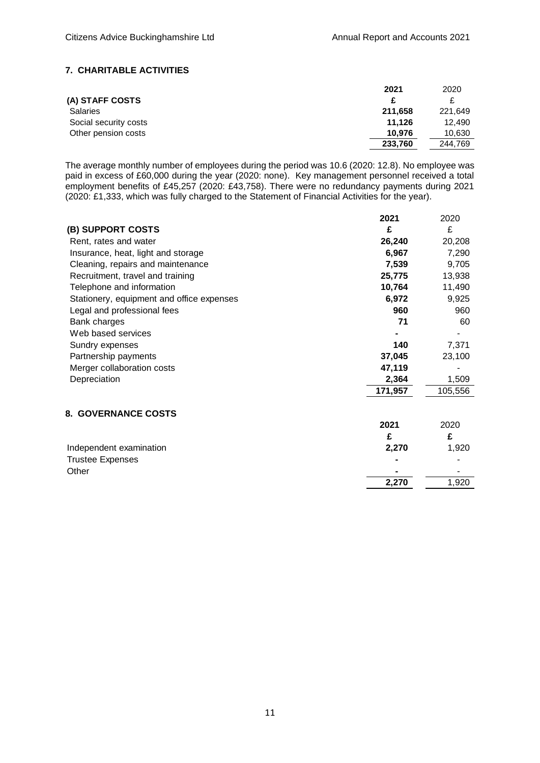## 7. CHARITABLE ACTIVITIES

| | 2021 | 2020 |
|---|---|---|
| **(A) STAFF COSTS** | **£** | £ |
| Salaries | **211,658** | 221,649 |
| Social security costs | **11,126** | 12,490 |
| Other pension costs | **10,976** | 10,630 |
| | **233,760** | 244,769 |

The average monthly number of employees during the period was 10.6 (2020: 12.8). No employee was paid in excess of £60,000 during the year (2020: none). Key management personnel received a total employment benefits of £45,257 (2020: £43,758). There were no redundancy payments during 2021 (2020: £1,333, which was fully charged to the Statement of Financial Activities for the year).

| | 2021 | 2020 |
|---|---|---|
| **(B) SUPPORT COSTS** | **£** | £ |
| Rent, rates and water | **26,240** | 20,208 |
| Insurance, heat, light and storage | **6,967** | 7,290 |
| Cleaning, repairs and maintenance | **7,539** | 9,705 |
| Recruitment, travel and training | **25,775** | 13,938 |
| Telephone and information | **10,764** | 11,490 |
| Stationery, equipment and office expenses | **6,972** | 9,925 |
| Legal and professional fees | **960** | 960 |
| Bank charges | **71** | 60 |
| Web based services | **-** | - |
| Sundry expenses | **140** | 7,371 |
| Partnership payments | **37,045** | 23,100 |
| Merger collaboration costs | **47,119** | - |
| Depreciation | **2,364** | 1,509 |
| | **171,957** | 105,556 |

## 8. GOVERNANCE COSTS

| | 2021 | 2020 |
|---|---|---|
| | **£** | **£** |
| Independent examination | **2,270** | 1,920 |
| Trustee Expenses | **-** | - |
| Other | **-** | - |
| | **2,270** | 1,920 |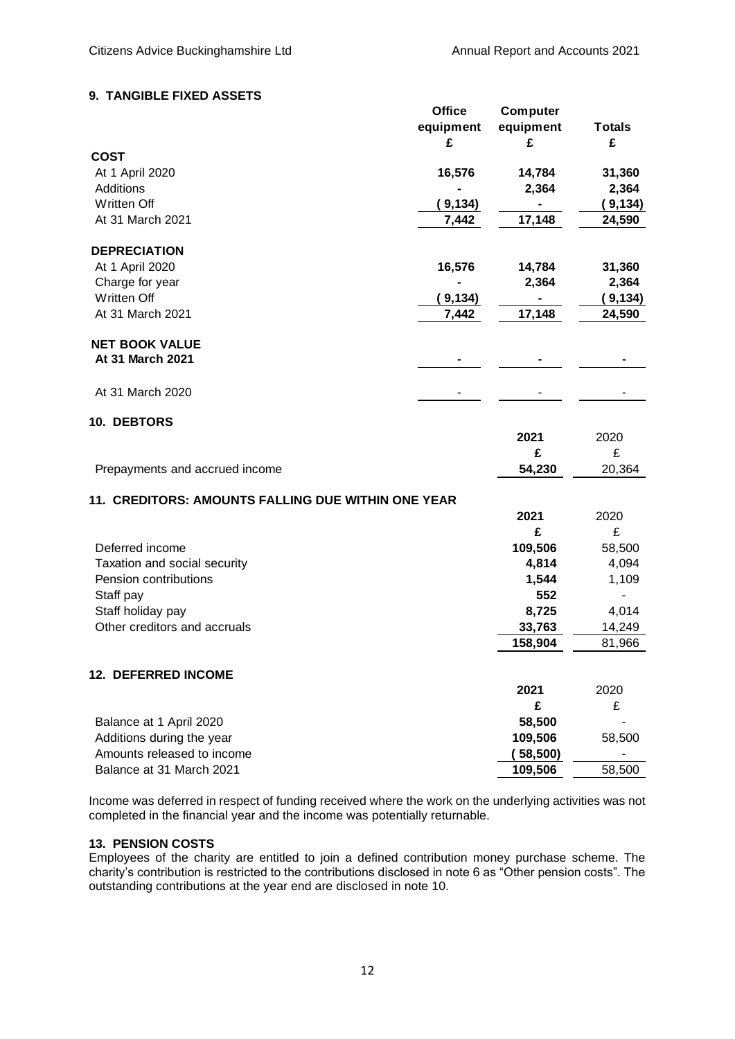## 9. TANGIBLE FIXED ASSETS

| | Office equipment £ | Computer equipment £ | Totals £ |
|---|---|---|---|
| **COST** | | | |
| At 1 April 2020 | **16,576** | **14,784** | **31,360** |
| Additions | **-** | **2,364** | **2,364** |
| Written Off | **( 9,134)** | **-** | **( 9,134)** |
| At 31 March 2021 | **7,442** | **17,148** | **24,590** |
| **DEPRECIATION** | | | |
| At 1 April 2020 | **16,576** | **14,784** | **31,360** |
| Charge for year | **-** | **2,364** | **2,364** |
| Written Off | **( 9,134)** | **-** | **( 9,134)** |
| At 31 March 2021 | **7,442** | **17,148** | **24,590** |
| **NET BOOK VALUE** | | | |
| **At 31 March 2021** | **-** | **-** | **-** |
| At 31 March 2020 | - | - | - |

## 10. DEBTORS

| | 2021 £ | 2020 £ |
|---|---|---|
| Prepayments and accrued income | **54,230** | 20,364 |

## 11. CREDITORS: AMOUNTS FALLING DUE WITHIN ONE YEAR

| | 2021 £ | 2020 £ |
|---|---|---|
| Deferred income | **109,506** | 58,500 |
| Taxation and social security | **4,814** | 4,094 |
| Pension contributions | **1,544** | 1,109 |
| Staff pay | **552** | - |
| Staff holiday pay | **8,725** | 4,014 |
| Other creditors and accruals | **33,763** | 14,249 |
| | **158,904** | 81,966 |

## 12. DEFERRED INCOME

| | 2021 £ | 2020 £ |
|---|---|---|
| Balance at 1 April 2020 | **58,500** | - |
| Additions during the year | **109,506** | 58,500 |
| Amounts released to income | **( 58,500)** | - |
| Balance at 31 March 2021 | **109,506** | 58,500 |

Income was deferred in respect of funding received where the work on the underlying activities was not completed in the financial year and the income was potentially returnable.

## 13. PENSION COSTS

Employees of the charity are entitled to join a defined contribution money purchase scheme. The charity's contribution is restricted to the contributions disclosed in note 6 as "Other pension costs". The outstanding contributions at the year end are disclosed in note 10.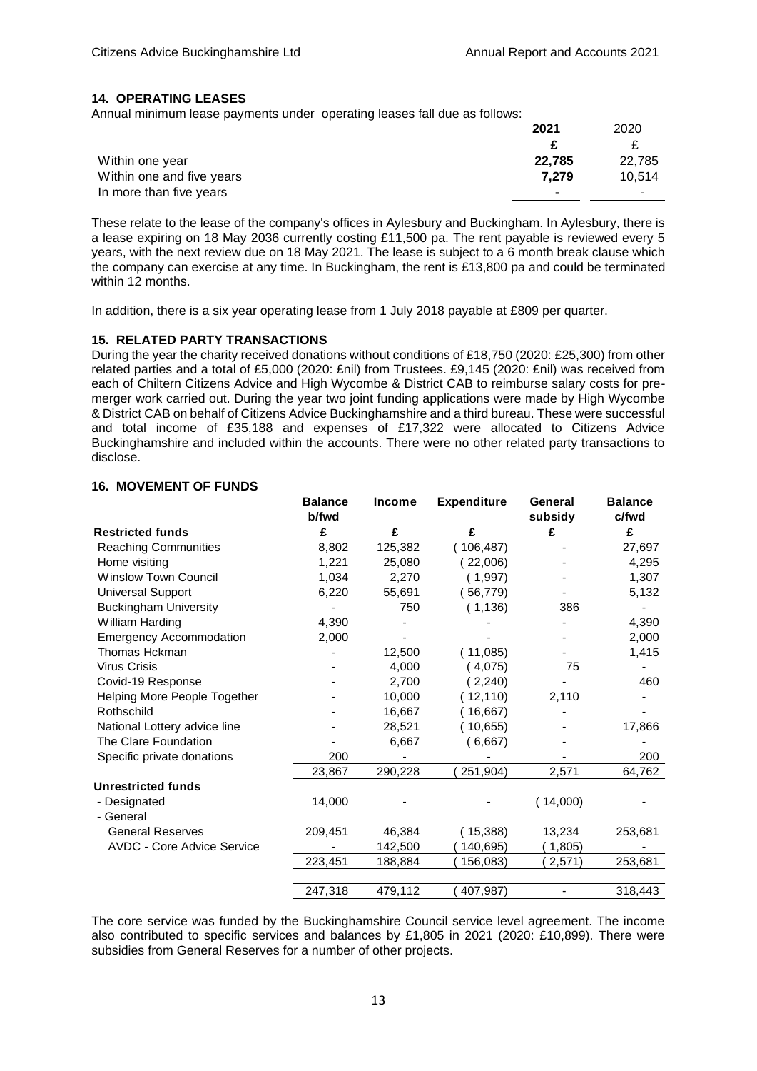## 14. OPERATING LEASES

Annual minimum lease payments under operating leases fall due as follows:

| | 2021 | 2020 |
|---|---|---|
| | £ | £ |
| Within one year | 22,785 | 22,785 |
| Within one and five years | 7,279 | 10,514 |
| In more than five years | - | - |

These relate to the lease of the company's offices in Aylesbury and Buckingham. In Aylesbury, there is a lease expiring on 18 May 2036 currently costing £11,500 pa. The rent payable is reviewed every 5 years, with the next review due on 18 May 2021. The lease is subject to a 6 month break clause which the company can exercise at any time. In Buckingham, the rent is £13,800 pa and could be terminated within 12 months.

In addition, there is a six year operating lease from 1 July 2018 payable at £809 per quarter.

## 15. RELATED PARTY TRANSACTIONS

During the year the charity received donations without conditions of £18,750 (2020: £25,300) from other related parties and a total of £5,000 (2020: £nil) from Trustees. £9,145 (2020: £nil) was received from each of Chiltern Citizens Advice and High Wycombe & District CAB to reimburse salary costs for pre-merger work carried out. During the year two joint funding applications were made by High Wycombe & District CAB on behalf of Citizens Advice Buckinghamshire and a third bureau. These were successful and total income of £35,188 and expenses of £17,322 were allocated to Citizens Advice Buckinghamshire and included within the accounts. There were no other related party transactions to disclose.

## 16. MOVEMENT OF FUNDS

| | Balance b/fwd | Income | Expenditure | General subsidy | Balance c/fwd |
|---|---|---|---|---|---|
| **Restricted funds** | £ | £ | £ | £ | £ |
| Reaching Communities | 8,802 | 125,382 | (106,487) | - | 27,697 |
| Home visiting | 1,221 | 25,080 | (22,006) | - | 4,295 |
| Winslow Town Council | 1,034 | 2,270 | (1,997) | - | 1,307 |
| Universal Support | 6,220 | 55,691 | (56,779) | - | 5,132 |
| Buckingham University | - | 750 | (1,136) | 386 | - |
| William Harding | 4,390 | - | - | - | 4,390 |
| Emergency Accommodation | 2,000 | - | - | - | 2,000 |
| Thomas Hckman | - | 12,500 | (11,085) | - | 1,415 |
| Virus Crisis | - | 4,000 | (4,075) | 75 | - |
| Covid-19 Response | - | 2,700 | (2,240) | - | 460 |
| Helping More People Together | - | 10,000 | (12,110) | 2,110 | - |
| Rothschild | - | 16,667 | (16,667) | - | - |
| National Lottery advice line | - | 28,521 | (10,655) | - | 17,866 |
| The Clare Foundation | - | 6,667 | (6,667) | - | - |
| Specific private donations | 200 | - | - | - | 200 |
| | 23,867 | 290,228 | (251,904) | 2,571 | 64,762 |
| **Unrestricted funds** | | | | | |
| - Designated | 14,000 | - | - | (14,000) | - |
| - General | | | | | |
| General Reserves | 209,451 | 46,384 | (15,388) | 13,234 | 253,681 |
| AVDC - Core Advice Service | - | 142,500 | (140,695) | (1,805) | - |
| | 223,451 | 188,884 | (156,083) | (2,571) | 253,681 |
| | 247,318 | 479,112 | (407,987) | - | 318,443 |

The core service was funded by the Buckinghamshire Council service level agreement. The income also contributed to specific services and balances by £1,805 in 2021 (2020: £10,899). There were subsidies from General Reserves for a number of other projects.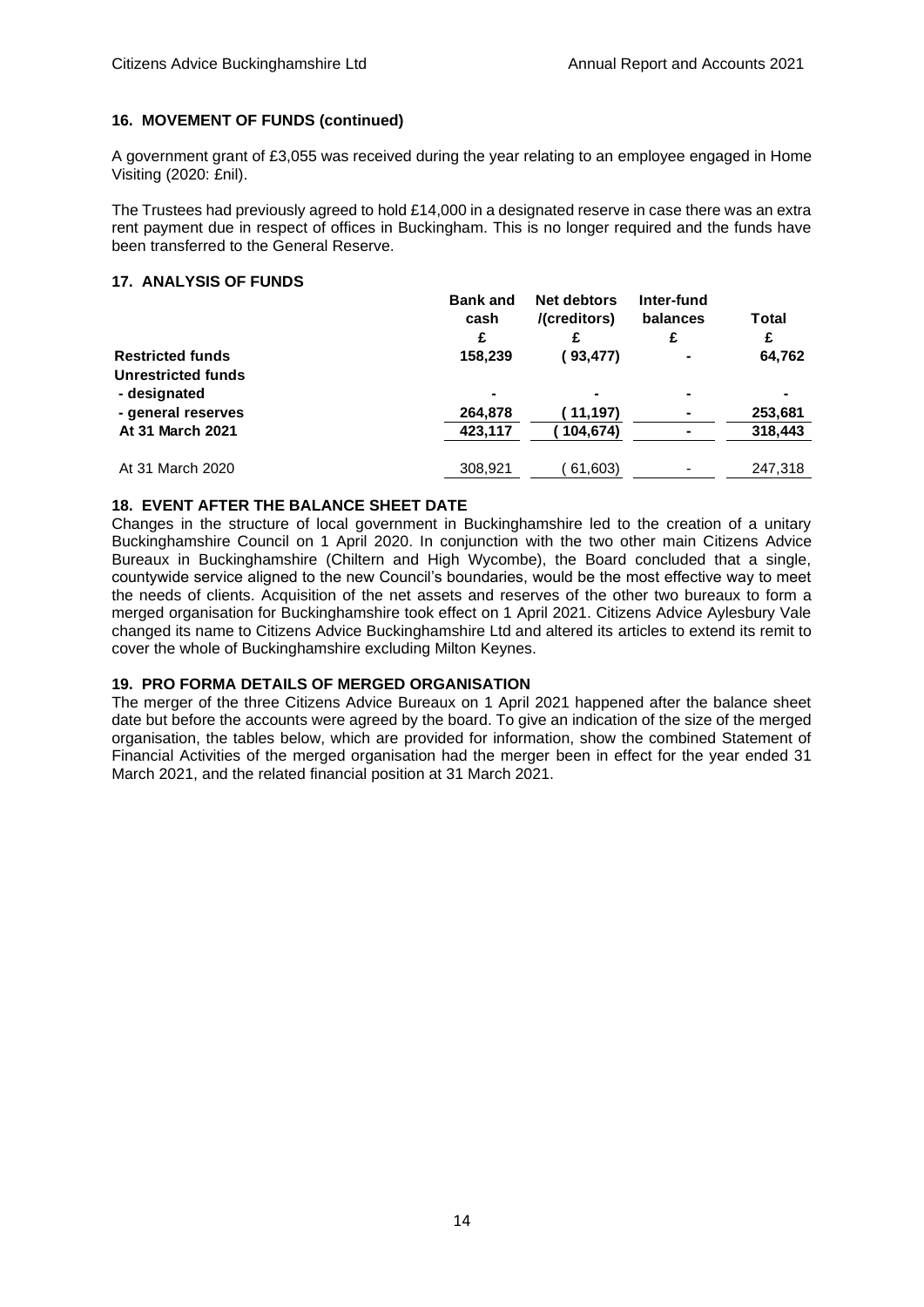## 16. MOVEMENT OF FUNDS (continued)

A government grant of £3,055 was received during the year relating to an employee engaged in Home Visiting (2020: £nil).

The Trustees had previously agreed to hold £14,000 in a designated reserve in case there was an extra rent payment due in respect of offices in Buckingham. This is no longer required and the funds have been transferred to the General Reserve.

## 17. ANALYSIS OF FUNDS

| | Bank and cash | Net debtors /(creditors) | Inter-fund balances | Total |
|---|---|---|---|---|
| | £ | £ | £ | £ |
| **Restricted funds** | **158,239** | **( 93,477)** | **-** | **64,762** |
| **Unrestricted funds** | | | | |
| **- designated** | **-** | **-** | **-** | **-** |
| **- general reserves** | **264,878** | **( 11,197)** | **-** | **253,681** |
| **At 31 March 2021** | **423,117** | **( 104,674)** | **-** | **318,443** |
| At 31 March 2020 | 308,921 | ( 61,603) | - | 247,318 |

## 18. EVENT AFTER THE BALANCE SHEET DATE

Changes in the structure of local government in Buckinghamshire led to the creation of a unitary Buckinghamshire Council on 1 April 2020. In conjunction with the two other main Citizens Advice Bureaux in Buckinghamshire (Chiltern and High Wycombe), the Board concluded that a single, countywide service aligned to the new Council's boundaries, would be the most effective way to meet the needs of clients. Acquisition of the net assets and reserves of the other two bureaux to form a merged organisation for Buckinghamshire took effect on 1 April 2021. Citizens Advice Aylesbury Vale changed its name to Citizens Advice Buckinghamshire Ltd and altered its articles to extend its remit to cover the whole of Buckinghamshire excluding Milton Keynes.

## 19. PRO FORMA DETAILS OF MERGED ORGANISATION

The merger of the three Citizens Advice Bureaux on 1 April 2021 happened after the balance sheet date but before the accounts were agreed by the board. To give an indication of the size of the merged organisation, the tables below, which are provided for information, show the combined Statement of Financial Activities of the merged organisation had the merger been in effect for the year ended 31 March 2021, and the related financial position at 31 March 2021.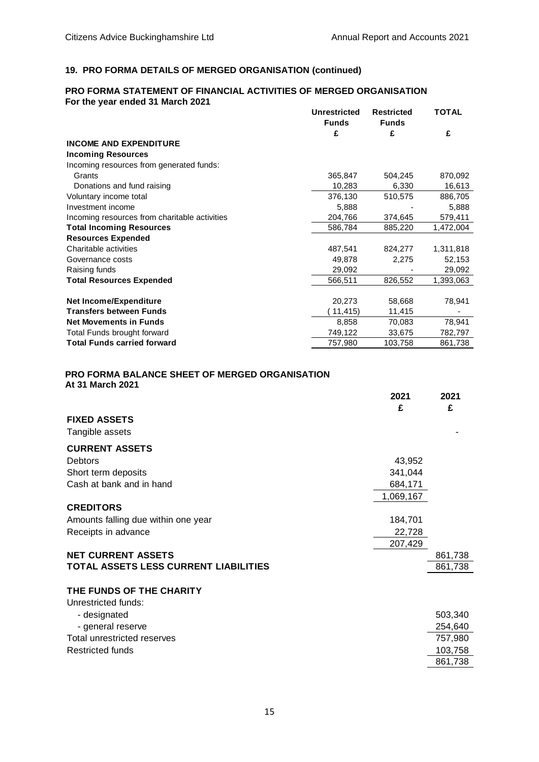## 19. PRO FORMA DETAILS OF MERGED ORGANISATION (continued)

### PRO FORMA STATEMENT OF FINANCIAL ACTIVITIES OF MERGED ORGANISATION
**For the year ended 31 March 2021**

| | Unrestricted Funds | Restricted Funds | TOTAL |
|---|---|---|---|
| | £ | £ | £ |
| **INCOME AND EXPENDITURE** | | | |
| **Incoming Resources** | | | |
| Incoming resources from generated funds: | | | |
| Grants | 365,847 | 504,245 | 870,092 |
| Donations and fund raising | 10,283 | 6,330 | 16,613 |
| Voluntary income total | 376,130 | 510,575 | 886,705 |
| Investment income | 5,888 | - | 5,888 |
| Incoming resources from charitable activities | 204,766 | 374,645 | 579,411 |
| **Total Incoming Resources** | 586,784 | 885,220 | 1,472,004 |
| **Resources Expended** | | | |
| Charitable activities | 487,541 | 824,277 | 1,311,818 |
| Governance costs | 49,878 | 2,275 | 52,153 |
| Raising funds | 29,092 | - | 29,092 |
| **Total Resources Expended** | 566,511 | 826,552 | 1,393,063 |
| **Net Income/Expenditure** | 20,273 | 58,668 | 78,941 |
| **Transfers between Funds** | (11,415) | 11,415 | - |
| **Net Movements in Funds** | 8,858 | 70,083 | 78,941 |
| Total Funds brought forward | 749,122 | 33,675 | 782,797 |
| **Total Funds carried forward** | 757,980 | 103,758 | 861,738 |

### PRO FORMA BALANCE SHEET OF MERGED ORGANISATION
**At 31 March 2021**

| | 2021 | 2021 |
|---|---|---|
| | £ | £ |
| **FIXED ASSETS** | | |
| Tangible assets | | - |
| **CURRENT ASSETS** | | |
| Debtors | 43,952 | |
| Short term deposits | 341,044 | |
| Cash at bank and in hand | 684,171 | |
| | 1,069,167 | |
| **CREDITORS** | | |
| Amounts falling due within one year | 184,701 | |
| Receipts in advance | 22,728 | |
| | 207,429 | |
| **NET CURRENT ASSETS** | | 861,738 |
| **TOTAL ASSETS LESS CURRENT LIABILITIES** | | 861,738 |
| **THE FUNDS OF THE CHARITY** | | |
| Unrestricted funds: | | |
| - designated | | 503,340 |
| - general reserve | | 254,640 |
| Total unrestricted reserves | | 757,980 |
| Restricted funds | | 103,758 |
| | | 861,738 |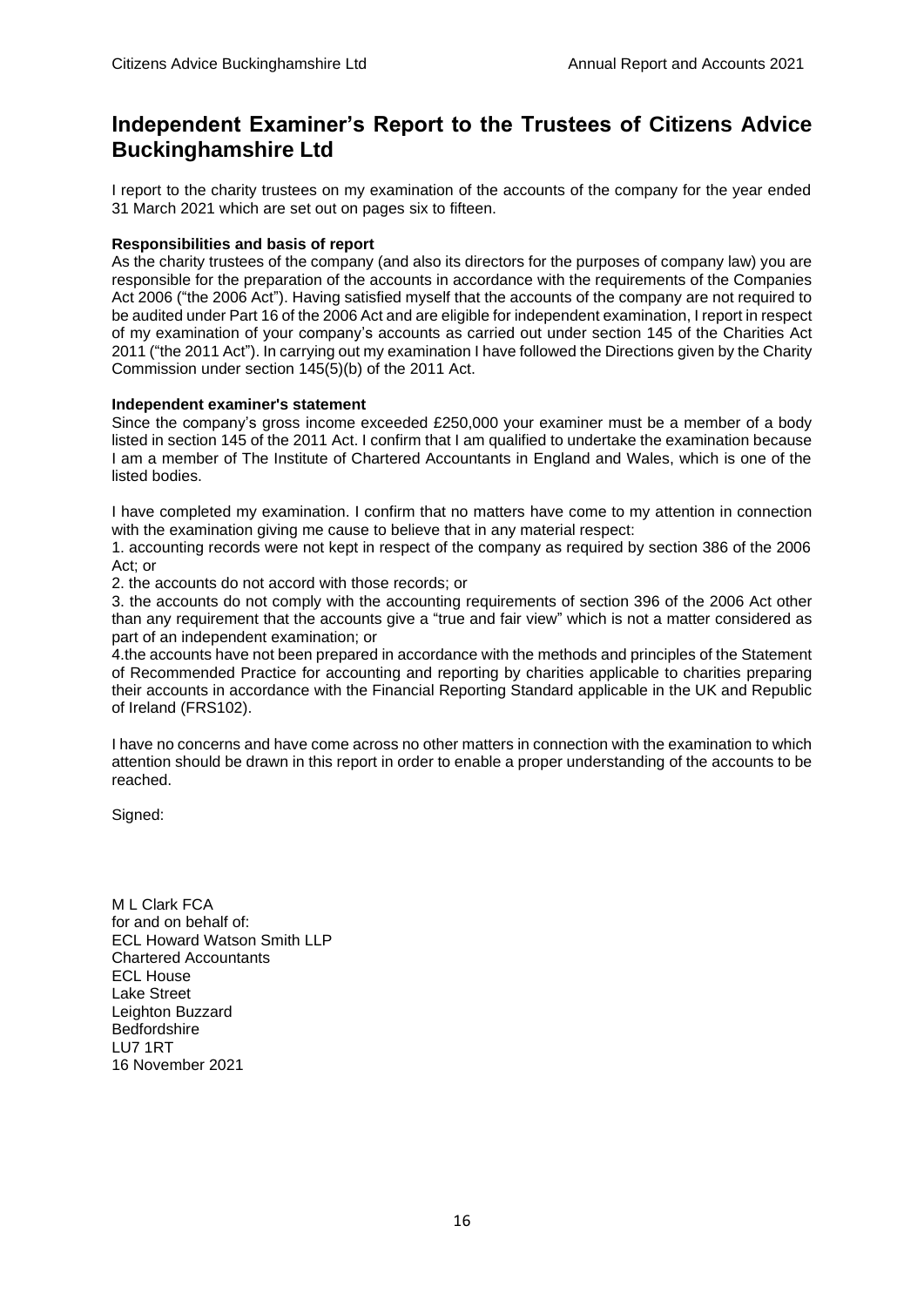# Independent Examiner's Report to the Trustees of Citizens Advice Buckinghamshire Ltd

I report to the charity trustees on my examination of the accounts of the company for the year ended 31 March 2021 which are set out on pages six to fifteen.

**Responsibilities and basis of report**

As the charity trustees of the company (and also its directors for the purposes of company law) you are responsible for the preparation of the accounts in accordance with the requirements of the Companies Act 2006 ("the 2006 Act"). Having satisfied myself that the accounts of the company are not required to be audited under Part 16 of the 2006 Act and are eligible for independent examination, I report in respect of my examination of your company's accounts as carried out under section 145 of the Charities Act 2011 ("the 2011 Act"). In carrying out my examination I have followed the Directions given by the Charity Commission under section 145(5)(b) of the 2011 Act.

**Independent examiner's statement**

Since the company's gross income exceeded £250,000 your examiner must be a member of a body listed in section 145 of the 2011 Act. I confirm that I am qualified to undertake the examination because I am a member of The Institute of Chartered Accountants in England and Wales, which is one of the listed bodies.

I have completed my examination. I confirm that no matters have come to my attention in connection with the examination giving me cause to believe that in any material respect:

1. accounting records were not kept in respect of the company as required by section 386 of the 2006 Act; or
2. the accounts do not accord with those records; or
3. the accounts do not comply with the accounting requirements of section 396 of the 2006 Act other than any requirement that the accounts give a "true and fair view" which is not a matter considered as part of an independent examination; or
4. the accounts have not been prepared in accordance with the methods and principles of the Statement of Recommended Practice for accounting and reporting by charities applicable to charities preparing their accounts in accordance with the Financial Reporting Standard applicable in the UK and Republic of Ireland (FRS102).

I have no concerns and have come across no other matters in connection with the examination to which attention should be drawn in this report in order to enable a proper understanding of the accounts to be reached.

Signed:

M L Clark FCA
for and on behalf of:
ECL Howard Watson Smith LLP
Chartered Accountants
ECL House
Lake Street
Leighton Buzzard
Bedfordshire
LU7 1RT
16 November 2021